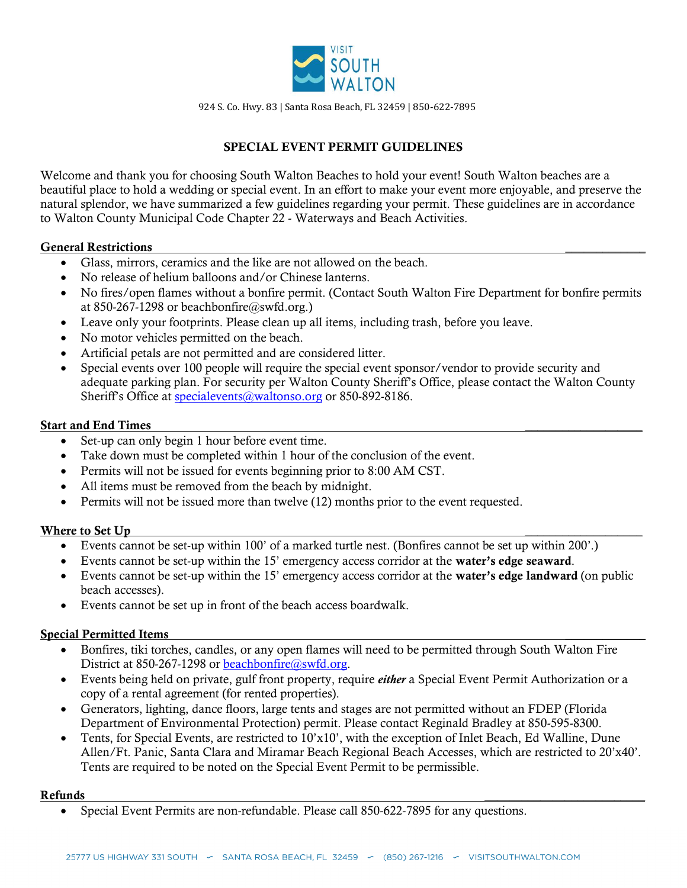VISIT SOUTH WALTON

924 S. Co. Hwy. 83 | Santa Rosa Beach, FL 32459 | 850-622-7895

# SPECIAL EVENT PERMIT GUIDELINES

Welcome and thank you for choosing South Walton Beaches to hold your event! South Walton beaches are a beautiful place to hold a wedding or special event. In an effort to make your event more enjoyable, and preserve the natural splendor, we have summarized a few guidelines regarding your permit. These guidelines are in accordance to Walton County Municipal Code Chapter 22 - Waterways and Beach Activities.

## General Restrictions

- Glass, mirrors, ceramics and the like are not allowed on the beach.
- No release of helium balloons and/or Chinese lanterns.
- No fires/open flames without a bonfire permit. (Contact South Walton Fire Department for bonfire permits at 850-267-1298 or beachbonfire@swfd.org.)
- Leave only your footprints. Please clean up all items, including trash, before you leave.
- No motor vehicles permitted on the beach.
- Artificial petals are not permitted and are considered litter.
- Special events over 100 people will require the special event sponsor/vendor to provide security and adequate parking plan. For security per Walton County Sheriff's Office, please contact the Walton County Sheriff's Office at specialevents@waltonso.org or 850-892-8186.

## Start and End Times

- Set-up can only begin 1 hour before event time.
- Take down must be completed within 1 hour of the conclusion of the event.
- Permits will not be issued for events beginning prior to 8:00 AM CST.
- All items must be removed from the beach by midnight.
- Permits will not be issued more than twelve (12) months prior to the event requested.

## Where to Set Up

- Events cannot be set-up within 100' of a marked turtle nest. (Bonfires cannot be set up within 200'.)
- Events cannot be set-up within the 15' emergency access corridor at the **water's edge seaward**.
- Events cannot be set-up within the 15' emergency access corridor at the **water's edge landward** (on public beach accesses).
- Events cannot be set up in front of the beach access boardwalk.

## Special Permitted Items

- Bonfires, tiki torches, candles, or any open flames will need to be permitted through South Walton Fire District at 850-267-1298 or beachbonfire@swfd.org.
- Events being held on private, gulf front property, require ***either*** a Special Event Permit Authorization or a copy of a rental agreement (for rented properties).
- Generators, lighting, dance floors, large tents and stages are not permitted without an FDEP (Florida Department of Environmental Protection) permit. Please contact Reginald Bradley at 850-595-8300.
- Tents, for Special Events, are restricted to 10'x10', with the exception of Inlet Beach, Ed Walline, Dune Allen/Ft. Panic, Santa Clara and Miramar Beach Regional Beach Accesses, which are restricted to 20'x40'. Tents are required to be noted on the Special Event Permit to be permissible.

## Refunds

- Special Event Permits are non-refundable. Please call 850-622-7895 for any questions.

25777 US HIGHWAY 331 SOUTH ∽ SANTA ROSA BEACH, FL 32459 ∽ (850) 267-1216 ∽ VISITSOUTHWALTON.COM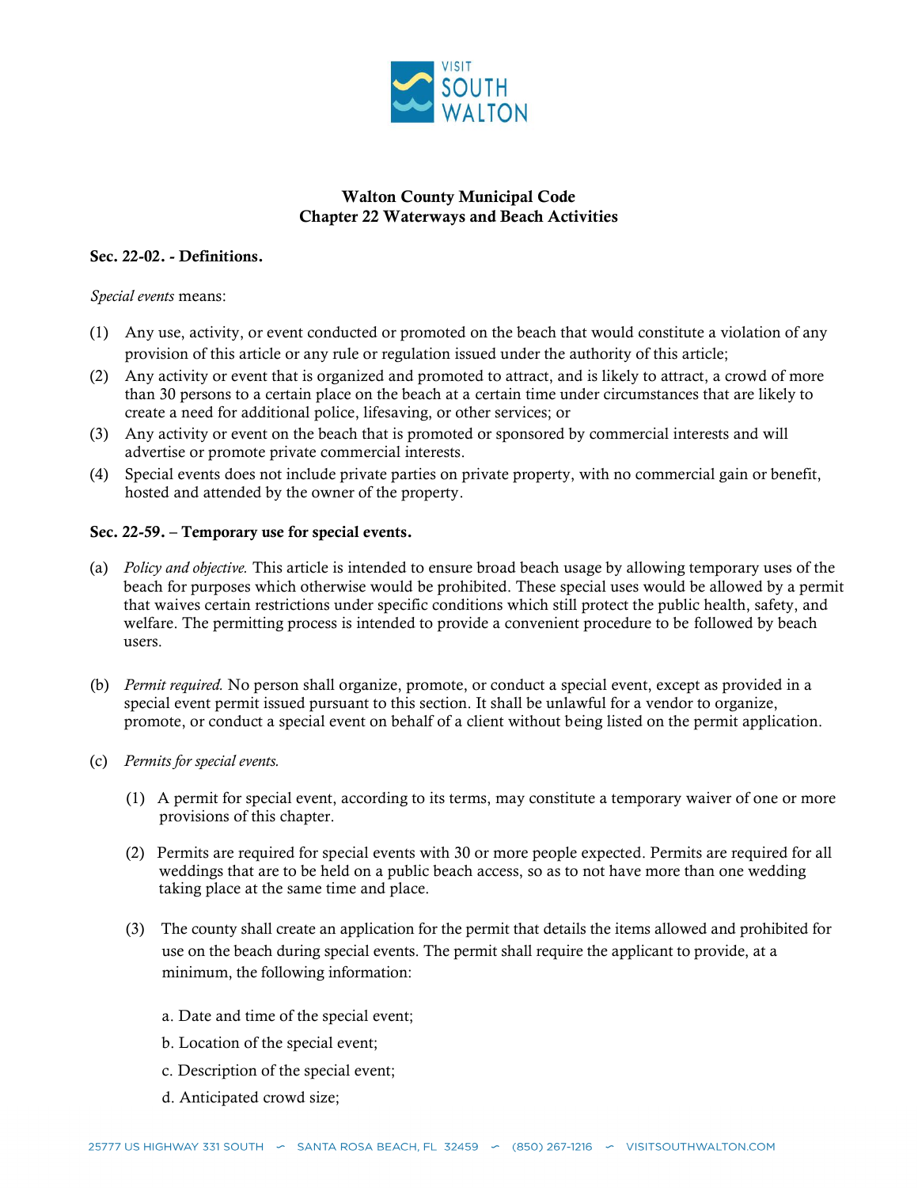# Walton County Municipal Code
## Chapter 22 Waterways and Beach Activities

### Sec. 22-02. - Definitions.

*Special events* means:

(1) Any use, activity, or event conducted or promoted on the beach that would constitute a violation of any provision of this article or any rule or regulation issued under the authority of this article;

(2) Any activity or event that is organized and promoted to attract, and is likely to attract, a crowd of more than 30 persons to a certain place on the beach at a certain time under circumstances that are likely to create a need for additional police, lifesaving, or other services; or

(3) Any activity or event on the beach that is promoted or sponsored by commercial interests and will advertise or promote private commercial interests.

(4) Special events does not include private parties on private property, with no commercial gain or benefit, hosted and attended by the owner of the property.

### Sec. 22-59. – Temporary use for special events.

(a) *Policy and objective.* This article is intended to ensure broad beach usage by allowing temporary uses of the beach for purposes which otherwise would be prohibited. These special uses would be allowed by a permit that waives certain restrictions under specific conditions which still protect the public health, safety, and welfare. The permitting process is intended to provide a convenient procedure to be followed by beach users.

(b) *Permit required.* No person shall organize, promote, or conduct a special event, except as provided in a special event permit issued pursuant to this section. It shall be unlawful for a vendor to organize, promote, or conduct a special event on behalf of a client without being listed on the permit application.

(c) *Permits for special events.*

(1) A permit for special event, according to its terms, may constitute a temporary waiver of one or more provisions of this chapter.

(2) Permits are required for special events with 30 or more people expected. Permits are required for all weddings that are to be held on a public beach access, so as to not have more than one wedding taking place at the same time and place.

(3) The county shall create an application for the permit that details the items allowed and prohibited for use on the beach during special events. The permit shall require the applicant to provide, at a minimum, the following information:

a. Date and time of the special event;

b. Location of the special event;

c. Description of the special event;

d. Anticipated crowd size;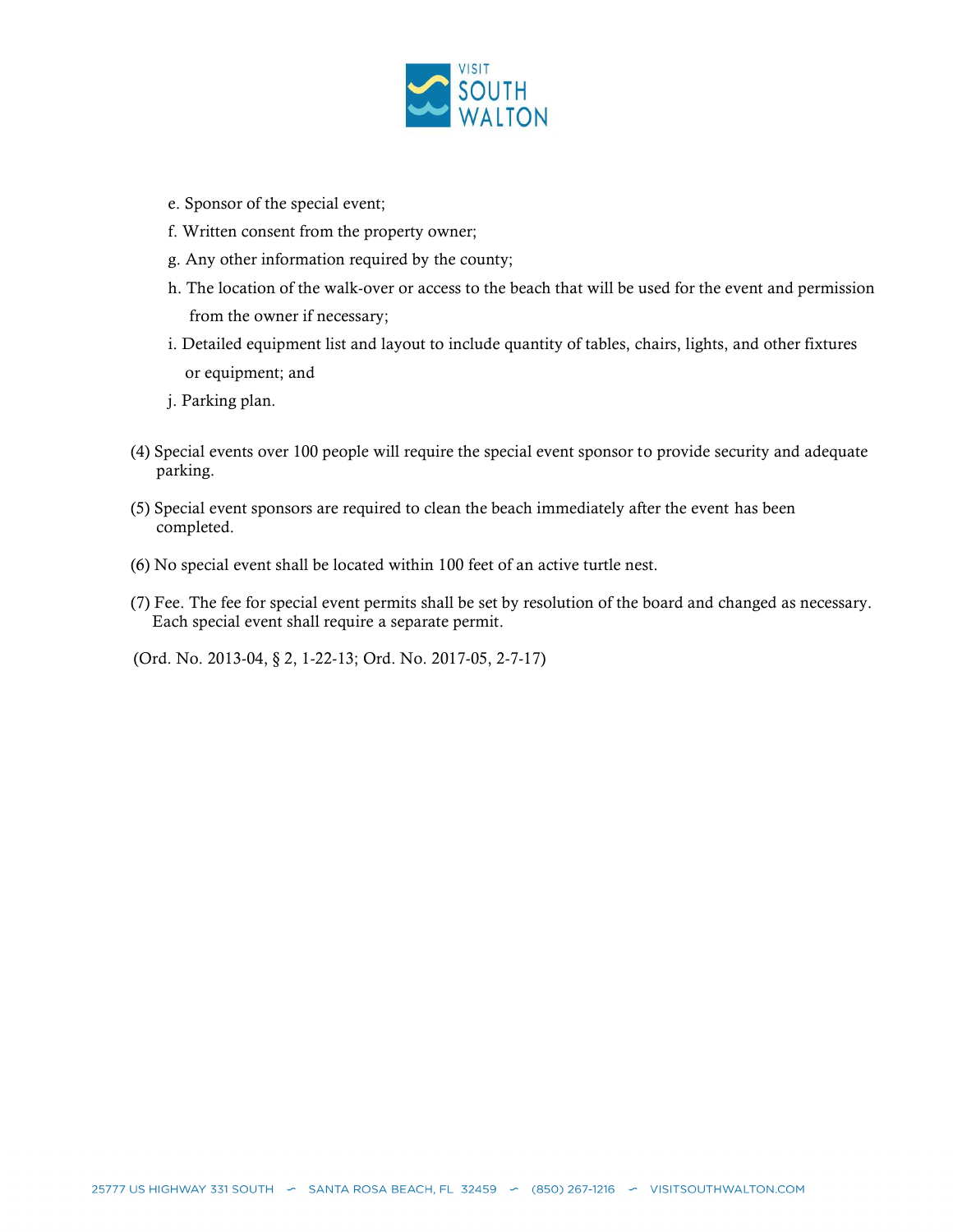e. Sponsor of the special event;

f. Written consent from the property owner;

g. Any other information required by the county;

h. The location of the walk-over or access to the beach that will be used for the event and permission from the owner if necessary;

i. Detailed equipment list and layout to include quantity of tables, chairs, lights, and other fixtures or equipment; and

j. Parking plan.

(4) Special events over 100 people will require the special event sponsor to provide security and adequate parking.

(5) Special event sponsors are required to clean the beach immediately after the event has been completed.

(6) No special event shall be located within 100 feet of an active turtle nest.

(7) Fee. The fee for special event permits shall be set by resolution of the board and changed as necessary. Each special event shall require a separate permit.

(Ord. No. 2013-04, § 2, 1-22-13; Ord. No. 2017-05, 2-7-17)